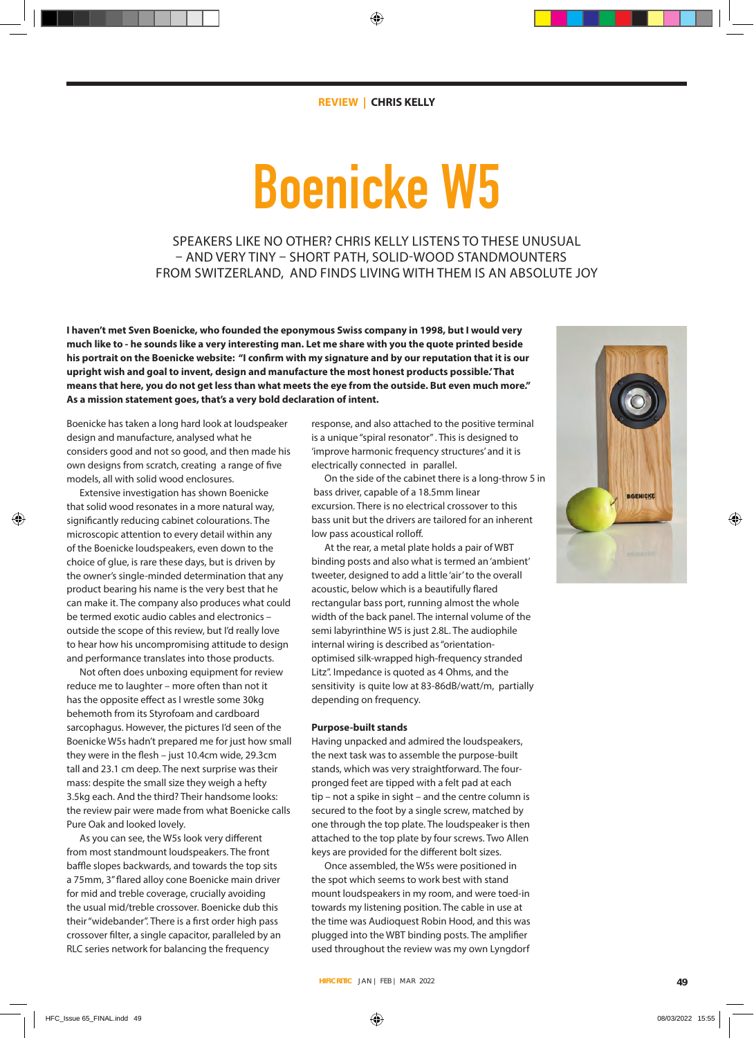REVIEW | CHRIS KELLY

# Boenicke W5

SPEAKERS LIKE NO OTHER? CHRIS KELLY LISTENS TO THESE UNUSUAL – AND VERY TINY – SHORT PATH, SOLID-WOOD STANDMOUNTERS FROM SWITZERLAND, AND FINDS LIVING WITH THEM IS AN ABSOLUTE JOY

**I haven't met Sven Boenicke, who founded the eponymous Swiss company in 1998, but I would very much like to - he sounds like a very interesting man. Let me share with you the quote printed beside his portrait on the Boenicke website: "I confirm with my signature and by our reputation that it is our upright wish and goal to invent, design and manufacture the most honest products possible.' That means that here, you do not get less than what meets the eye from the outside. But even much more." As a mission statement goes, that's a very bold declaration of intent.**

Boenicke has taken a long hard look at loudspeaker design and manufacture, analysed what he considers good and not so good, and then made his own designs from scratch, creating a range of five models, all with solid wood enclosures.

Extensive investigation has shown Boenicke that solid wood resonates in a more natural way, significantly reducing cabinet colourations. The microscopic attention to every detail within any of the Boenicke loudspeakers, even down to the choice of glue, is rare these days, but is driven by the owner's single-minded determination that any product bearing his name is the very best that he can make it. The company also produces what could be termed exotic audio cables and electronics – outside the scope of this review, but I'd really love to hear how his uncompromising attitude to design and performance translates into those products.

Not often does unboxing equipment for review reduce me to laughter – more often than not it has the opposite effect as I wrestle some 30kg behemoth from its Styrofoam and cardboard sarcophagus. However, the pictures I'd seen of the Boenicke W5s hadn't prepared me for just how small they were in the flesh – just 10.4cm wide, 29.3cm tall and 23.1 cm deep. The next surprise was their mass: despite the small size they weigh a hefty 3.5kg each. And the third? Their handsome looks: the review pair were made from what Boenicke calls Pure Oak and looked lovely.

As you can see, the W5s look very different from most standmount loudspeakers. The front baffle slopes backwards, and towards the top sits a 75mm, 3" flared alloy cone Boenicke main driver for mid and treble coverage, crucially avoiding the usual mid/treble crossover. Boenicke dub this their "widebander". There is a first order high pass crossover filter, a single capacitor, paralleled by an RLC series network for balancing the frequency response, and also attached to the positive terminal is a unique "spiral resonator". This is designed to 'improve harmonic frequency structures' and it is electrically connected in parallel.

On the side of the cabinet there is a long-throw 5 in bass driver, capable of a 18.5mm linear excursion. There is no electrical crossover to this bass unit but the drivers are tailored for an inherent low pass acoustical rolloff.

At the rear, a metal plate holds a pair of WBT binding posts and also what is termed an 'ambient' tweeter, designed to add a little 'air' to the overall acoustic, below which is a beautifully flared rectangular bass port, running almost the whole width of the back panel. The internal volume of the semi labyrinthine W5 is just 2.8L. The audiophile internal wiring is described as "orientation-optimised silk-wrapped high-frequency stranded Litz". Impedance is quoted as 4 Ohms, and the sensitivity is quite low at 83-86dB/watt/m, partially depending on frequency.

**Purpose-built stands**

Having unpacked and admired the loudspeakers, the next task was to assemble the purpose-built stands, which was very straightforward. The four-pronged feet are tipped with a felt pad at each tip – not a spike in sight – and the centre column is secured to the foot by a single screw, matched by one through the top plate. The loudspeaker is then attached to the top plate by four screws. Two Allen keys are provided for the different bolt sizes.

Once assembled, the W5s were positioned in the spot which seems to work best with stand mount loudspeakers in my room, and were toed-in towards my listening position. The cable in use at the time was Audioquest Robin Hood, and this was plugged into the WBT binding posts. The amplifier used throughout the review was my own Lyngdorf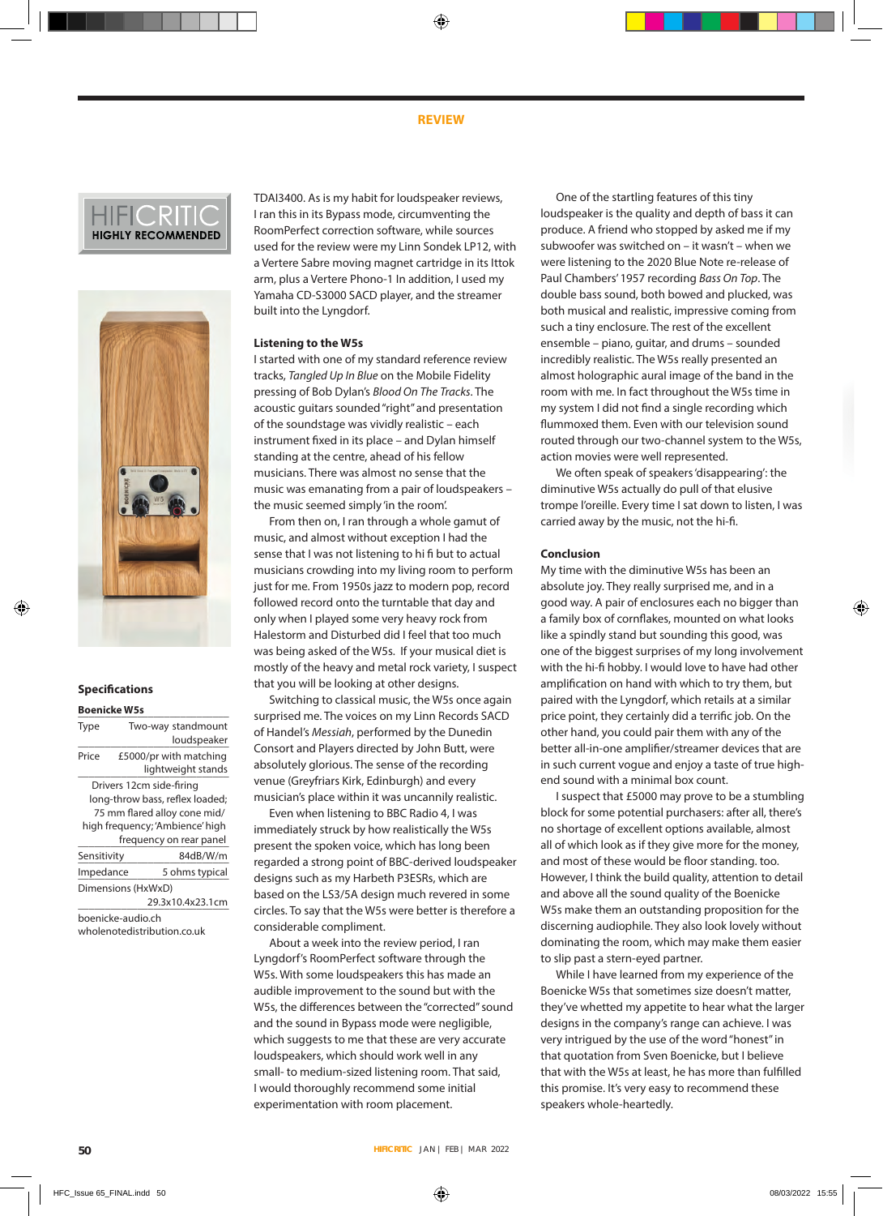REVIEW

HIFICRITIC HIGHLY RECOMMENDED

### Specifications

| Boenicke W5s | |
|---|---|
| Type | Two-way standmount loudspeaker |
| Price | £5000/pr with matching lightweight stands |
| Drivers | 12cm side-firing long-throw bass, reflex loaded; 75 mm flared alloy cone mid/high frequency; 'Ambience' high frequency on rear panel |
| Sensitivity | 84dB/W/m |
| Impedance | 5 ohms typical |
| Dimensions (HxWxD) | 29.3x10.4x23.1cm |

boenicke-audio.ch
wholenotedistribution.co.uk

TDAI3400. As is my habit for loudspeaker reviews, I ran this in its Bypass mode, circumventing the RoomPerfect correction software, while sources used for the review were my Linn Sondek LP12, with a Vertere Sabre moving magnet cartridge in its Ittok arm, plus a Vertere Phono-1 In addition, I used my Yamaha CD-S3000 SACD player, and the streamer built into the Lyngdorf.

**Listening to the W5s**

I started with one of my standard reference review tracks, *Tangled Up In Blue* on the Mobile Fidelity pressing of Bob Dylan's *Blood On The Tracks*. The acoustic guitars sounded "right" and presentation of the soundstage was vividly realistic – each instrument fixed in its place – and Dylan himself standing at the centre, ahead of his fellow musicians. There was almost no sense that the music was emanating from a pair of loudspeakers – the music seemed simply 'in the room'.

From then on, I ran through a whole gamut of music, and almost without exception I had the sense that I was not listening to hi fi but to actual musicians crowding into my living room to perform just for me. From 1950s jazz to modern pop, record followed record onto the turntable that day and only when I played some very heavy rock from Halestorm and Disturbed did I feel that too much was being asked of the W5s. If your musical diet is mostly of the heavy and metal rock variety, I suspect that you will be looking at other designs.

Switching to classical music, the W5s once again surprised me. The voices on my Linn Records SACD of Handel's *Messiah*, performed by the Dunedin Consort and Players directed by John Butt, were absolutely glorious. The sense of the recording venue (Greyfriars Kirk, Edinburgh) and every musician's place within it was uncannily realistic.

Even when listening to BBC Radio 4, I was immediately struck by how realistically the W5s present the spoken voice, which has long been regarded a strong point of BBC-derived loudspeaker designs such as my Harbeth P3ESRs, which are based on the LS3/5A design much revered in some circles. To say that the W5s were better is therefore a considerable compliment.

About a week into the review period, I ran Lyngdorf's RoomPerfect software through the W5s. With some loudspeakers this has made an audible improvement to the sound but with the W5s, the differences between the "corrected" sound and the sound in Bypass mode were negligible, which suggests to me that these are very accurate loudspeakers, which should work well in any small- to medium-sized listening room. That said, I would thoroughly recommend some initial experimentation with room placement.

One of the startling features of this tiny loudspeaker is the quality and depth of bass it can produce. A friend who stopped by asked me if my subwoofer was switched on – it wasn't – when we were listening to the 2020 Blue Note re-release of Paul Chambers' 1957 recording *Bass On Top*. The double bass sound, both bowed and plucked, was both musical and realistic, impressive coming from such a tiny enclosure. The rest of the excellent ensemble – piano, guitar, and drums – sounded incredibly realistic. The W5s really presented an almost holographic aural image of the band in the room with me. In fact throughout the W5s time in my system I did not find a single recording which flummoxed them. Even with our television sound routed through our two-channel system to the W5s, action movies were well represented.

We often speak of speakers 'disappearing': the diminutive W5s actually do pull of that elusive trompe l'oreille. Every time I sat down to listen, I was carried away by the music, not the hi-fi.

**Conclusion**

My time with the diminutive W5s has been an absolute joy. They really surprised me, and in a good way. A pair of enclosures each no bigger than a family box of cornflakes, mounted on what looks like a spindly stand but sounding this good, was one of the biggest surprises of my long involvement with the hi-fi hobby. I would love to have had other amplification on hand with which to try them, but paired with the Lyngdorf, which retails at a similar price point, they certainly did a terrific job. On the other hand, you could pair them with any of the better all-in-one amplifier/streamer devices that are in such current vogue and enjoy a taste of true high-end sound with a minimal box count.

I suspect that £5000 may prove to be a stumbling block for some potential purchasers: after all, there's no shortage of excellent options available, almost all of which look as if they give more for the money, and most of these would be floor standing. too. However, I think the build quality, attention to detail and above all the sound quality of the Boenicke W5s make them an outstanding proposition for the discerning audiophile. They also look lovely without dominating the room, which may make them easier to slip past a stern-eyed partner.

While I have learned from my experience of the Boenicke W5s that sometimes size doesn't matter, they've whetted my appetite to hear what the larger designs in the company's range can achieve. I was very intrigued by the use of the word "honest" in that quotation from Sven Boenicke, but I believe that with the W5s at least, he has more than fulfilled this promise. It's very easy to recommend these speakers whole-heartedly.